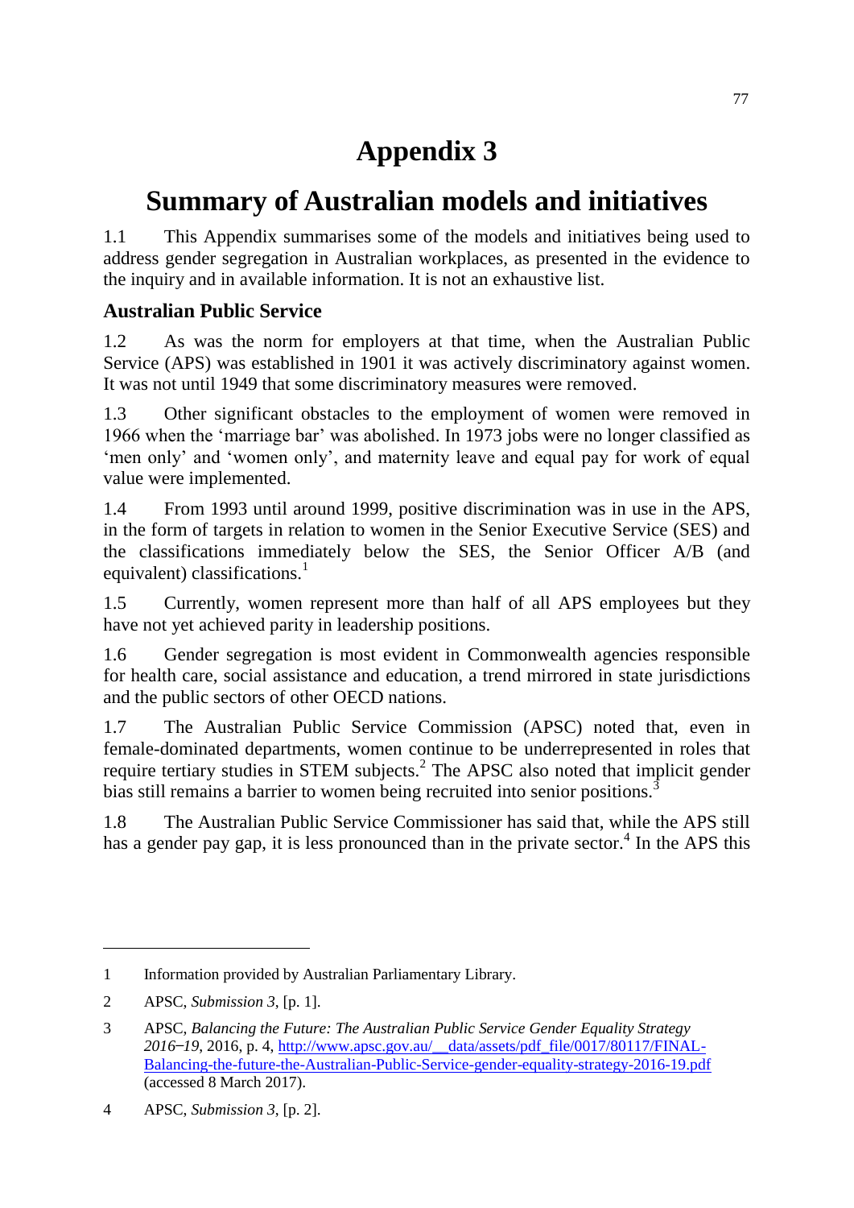# Appendix 3

# Summary of Australian models and initiatives

1.1 This Appendix summarises some of the models and initiatives being used to address gender segregation in Australian workplaces, as presented in the evidence to the inquiry and in available information. It is not an exhaustive list.

## Australian Public Service

1.2 As was the norm for employers at that time, when the Australian Public Service (APS) was established in 1901 it was actively discriminatory against women. It was not until 1949 that some discriminatory measures were removed.

1.3 Other significant obstacles to the employment of women were removed in 1966 when the 'marriage bar' was abolished. In 1973 jobs were no longer classified as 'men only' and 'women only', and maternity leave and equal pay for work of equal value were implemented.

1.4 From 1993 until around 1999, positive discrimination was in use in the APS, in the form of targets in relation to women in the Senior Executive Service (SES) and the classifications immediately below the SES, the Senior Officer A/B (and equivalent) classifications.[1]

1.5 Currently, women represent more than half of all APS employees but they have not yet achieved parity in leadership positions.

1.6 Gender segregation is most evident in Commonwealth agencies responsible for health care, social assistance and education, a trend mirrored in state jurisdictions and the public sectors of other OECD nations.

1.7 The Australian Public Service Commission (APSC) noted that, even in female-dominated departments, women continue to be underrepresented in roles that require tertiary studies in STEM subjects.[2] The APSC also noted that implicit gender bias still remains a barrier to women being recruited into senior positions.[3]

1.8 The Australian Public Service Commissioner has said that, while the APS still has a gender pay gap, it is less pronounced than in the private sector.[4] In the APS this

---

1 Information provided by Australian Parliamentary Library.

2 APSC, *Submission 3*, [p. 1].

3 APSC, *Balancing the Future: The Australian Public Service Gender Equality Strategy 2016–19*, 2016, p. 4, http://www.apsc.gov.au/__data/assets/pdf_file/0017/80117/FINAL-Balancing-the-future-the-Australian-Public-Service-gender-equality-strategy-2016-19.pdf (accessed 8 March 2017).

4 APSC, *Submission 3*, [p. 2].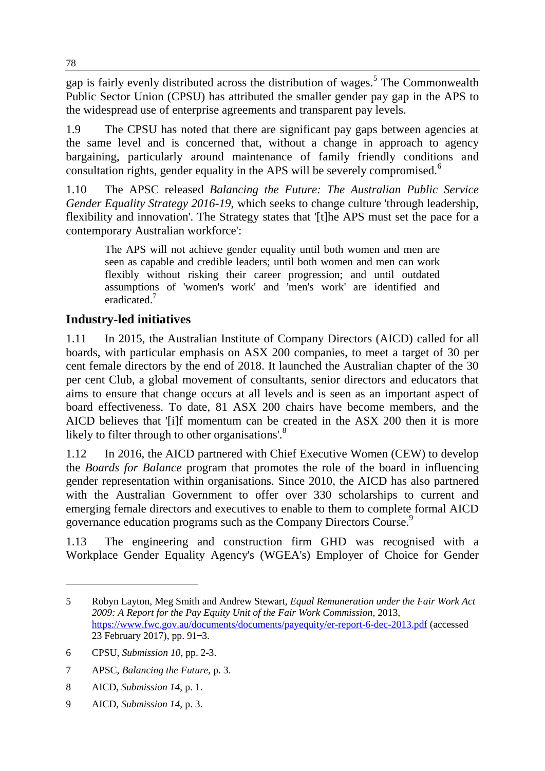gap is fairly evenly distributed across the distribution of wages.[5] The Commonwealth Public Sector Union (CPSU) has attributed the smaller gender pay gap in the APS to the widespread use of enterprise agreements and transparent pay levels.

1.9 The CPSU has noted that there are significant pay gaps between agencies at the same level and is concerned that, without a change in approach to agency bargaining, particularly around maintenance of family friendly conditions and consultation rights, gender equality in the APS will be severely compromised.[6]

1.10 The APSC released *Balancing the Future: The Australian Public Service Gender Equality Strategy 2016-19*, which seeks to change culture 'through leadership, flexibility and innovation'. The Strategy states that '[t]he APS must set the pace for a contemporary Australian workforce':

> The APS will not achieve gender equality until both women and men are seen as capable and credible leaders; until both women and men can work flexibly without risking their career progression; and until outdated assumptions of 'women's work' and 'men's work' are identified and eradicated.[7]

## Industry-led initiatives

1.11 In 2015, the Australian Institute of Company Directors (AICD) called for all boards, with particular emphasis on ASX 200 companies, to meet a target of 30 per cent female directors by the end of 2018. It launched the Australian chapter of the 30 per cent Club, a global movement of consultants, senior directors and educators that aims to ensure that change occurs at all levels and is seen as an important aspect of board effectiveness. To date, 81 ASX 200 chairs have become members, and the AICD believes that '[i]f momentum can be created in the ASX 200 then it is more likely to filter through to other organisations'.[8]

1.12 In 2016, the AICD partnered with Chief Executive Women (CEW) to develop the *Boards for Balance* program that promotes the role of the board in influencing gender representation within organisations. Since 2010, the AICD has also partnered with the Australian Government to offer over 330 scholarships to current and emerging female directors and executives to enable to them to complete formal AICD governance education programs such as the Company Directors Course.[9]

1.13 The engineering and construction firm GHD was recognised with a Workplace Gender Equality Agency's (WGEA's) Employer of Choice for Gender

---

5 Robyn Layton, Meg Smith and Andrew Stewart, *Equal Remuneration under the Fair Work Act 2009: A Report for the Pay Equity Unit of the Fair Work Commission*, 2013, https://www.fwc.gov.au/documents/documents/payequity/er-report-6-dec-2013.pdf (accessed 23 February 2017), pp. 91–3.

6 CPSU, *Submission 10*, pp. 2-3.

7 APSC, *Balancing the Future*, p. 3.

8 AICD, *Submission 14*, p. 1.

9 AICD, *Submission 14*, p. 3.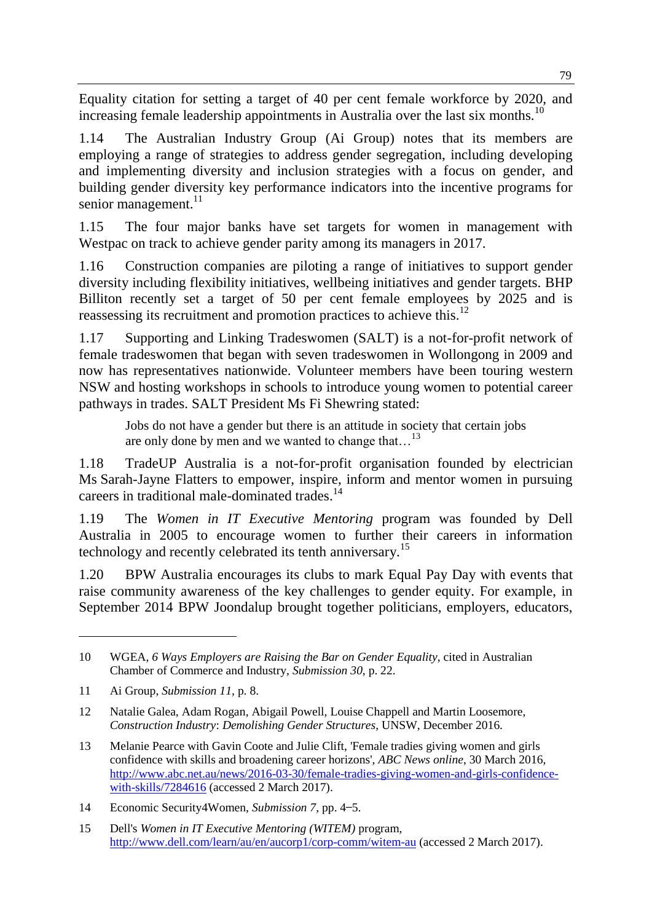Equality citation for setting a target of 40 per cent female workforce by 2020, and increasing female leadership appointments in Australia over the last six months.[10]

1.14 The Australian Industry Group (Ai Group) notes that its members are employing a range of strategies to address gender segregation, including developing and implementing diversity and inclusion strategies with a focus on gender, and building gender diversity key performance indicators into the incentive programs for senior management.[11]

1.15 The four major banks have set targets for women in management with Westpac on track to achieve gender parity among its managers in 2017.

1.16 Construction companies are piloting a range of initiatives to support gender diversity including flexibility initiatives, wellbeing initiatives and gender targets. BHP Billiton recently set a target of 50 per cent female employees by 2025 and is reassessing its recruitment and promotion practices to achieve this.[12]

1.17 Supporting and Linking Tradeswomen (SALT) is a not-for-profit network of female tradeswomen that began with seven tradeswomen in Wollongong in 2009 and now has representatives nationwide. Volunteer members have been touring western NSW and hosting workshops in schools to introduce young women to potential career pathways in trades. SALT President Ms Fi Shewring stated:

> Jobs do not have a gender but there is an attitude in society that certain jobs are only done by men and we wanted to change that…[13]

1.18 TradeUP Australia is a not-for-profit organisation founded by electrician Ms Sarah-Jayne Flatters to empower, inspire, inform and mentor women in pursuing careers in traditional male-dominated trades.[14]

1.19 The *Women in IT Executive Mentoring* program was founded by Dell Australia in 2005 to encourage women to further their careers in information technology and recently celebrated its tenth anniversary.[15]

1.20 BPW Australia encourages its clubs to mark Equal Pay Day with events that raise community awareness of the key challenges to gender equity. For example, in September 2014 BPW Joondalup brought together politicians, employers, educators,

---

10 WGEA, *6 Ways Employers are Raising the Bar on Gender Equality*, cited in Australian Chamber of Commerce and Industry, *Submission 30*, p. 22.

11 Ai Group, *Submission 11*, p. 8.

12 Natalie Galea, Adam Rogan, Abigail Powell, Louise Chappell and Martin Loosemore, *Construction Industry*: *Demolishing Gender Structures*, UNSW, December 2016.

13 Melanie Pearce with Gavin Coote and Julie Clift, 'Female tradies giving women and girls confidence with skills and broadening career horizons', *ABC News online*, 30 March 2016, http://www.abc.net.au/news/2016-03-30/female-tradies-giving-women-and-girls-confidence-with-skills/7284616 (accessed 2 March 2017).

14 Economic Security4Women, *Submission 7*, pp. 4–5.

15 Dell's *Women in IT Executive Mentoring (WITEM)* program, http://www.dell.com/learn/au/en/aucorp1/corp-comm/witem-au (accessed 2 March 2017).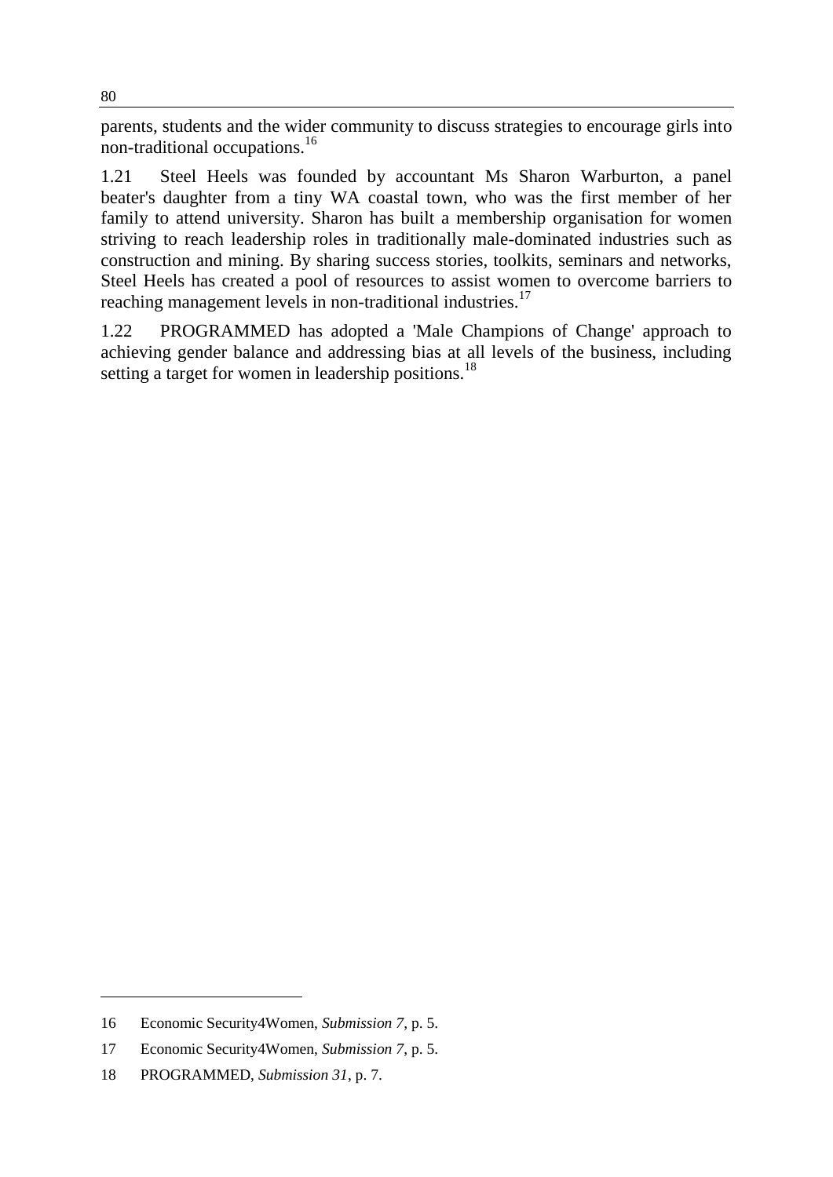parents, students and the wider community to discuss strategies to encourage girls into non-traditional occupations.[16]

1.21 Steel Heels was founded by accountant Ms Sharon Warburton, a panel beater's daughter from a tiny WA coastal town, who was the first member of her family to attend university. Sharon has built a membership organisation for women striving to reach leadership roles in traditionally male-dominated industries such as construction and mining. By sharing success stories, toolkits, seminars and networks, Steel Heels has created a pool of resources to assist women to overcome barriers to reaching management levels in non-traditional industries.[17]

1.22 PROGRAMMED has adopted a 'Male Champions of Change' approach to achieving gender balance and addressing bias at all levels of the business, including setting a target for women in leadership positions.[18]

---

16 Economic Security4Women, *Submission 7*, p. 5.

17 Economic Security4Women, *Submission 7*, p. 5.

18 PROGRAMMED, *Submission 31*, p. 7.